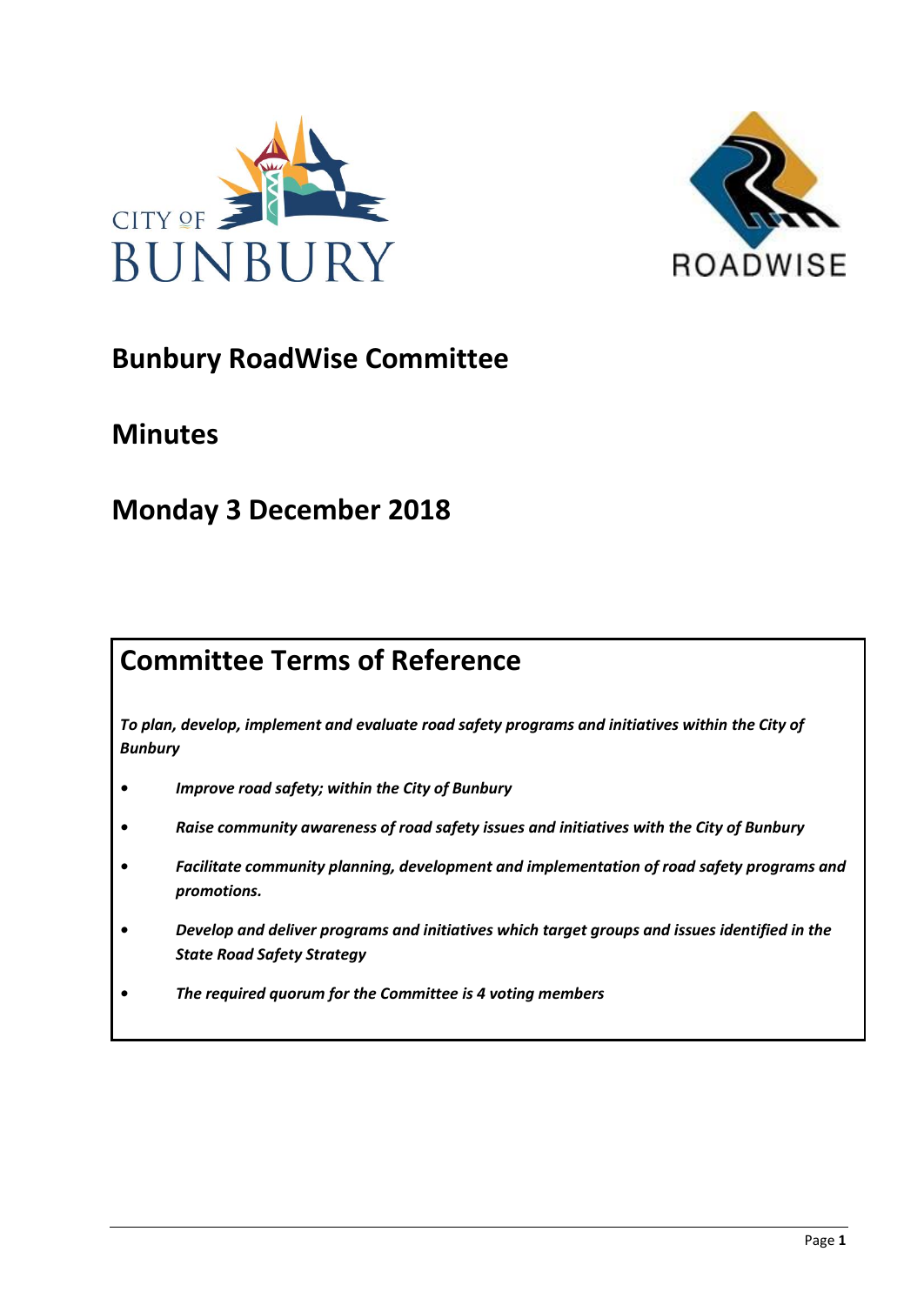# Bunbury RoadWise Committee

## Minutes

## Monday 3 December 2018

## Committee Terms of Reference

***To plan, develop, implement and evaluate road safety programs and initiatives within the City of Bunbury***

- ***Improve road safety; within the City of Bunbury***
- ***Raise community awareness of road safety issues and initiatives with the City of Bunbury***
- ***Facilitate community planning, development and implementation of road safety programs and promotions.***
- ***Develop and deliver programs and initiatives which target groups and issues identified in the State Road Safety Strategy***
- ***The required quorum for the Committee is 4 voting members***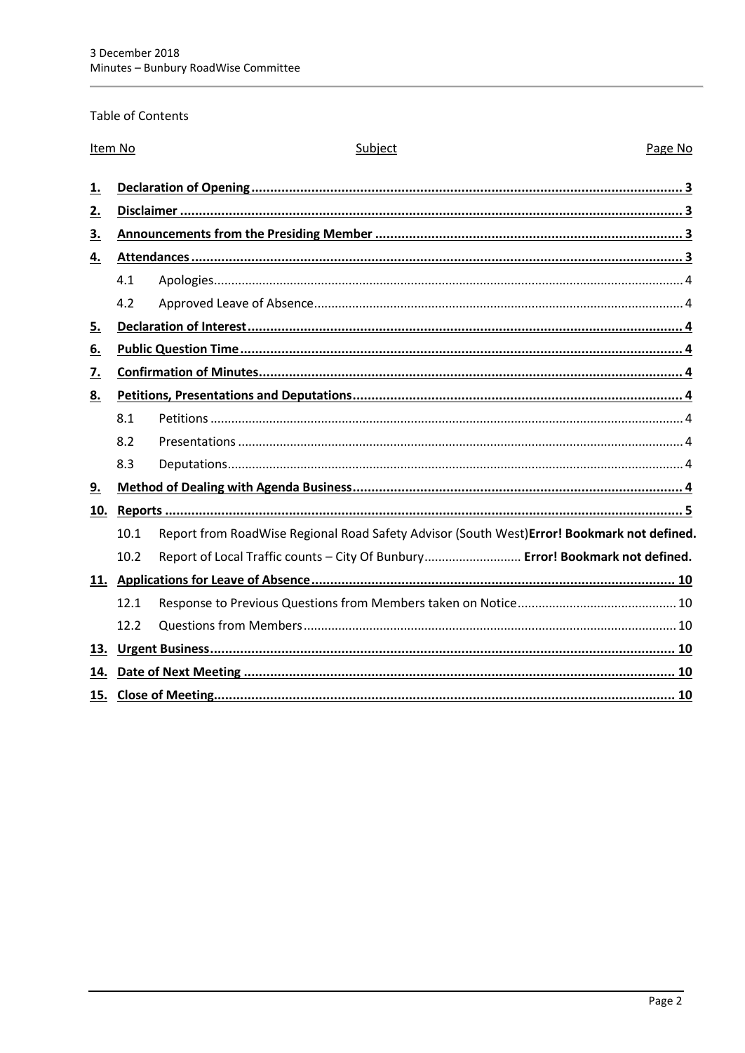Table of Contents

| Item No | | Subject | Page No |
|---|---|---|---|
| **1.** | | **Declaration of Opening** | **3** |
| **2.** | | **Disclaimer** | **3** |
| **3.** | | **Announcements from the Presiding Member** | **3** |
| **4.** | | **Attendances** | **3** |
| | 4.1 | Apologies | 4 |
| | 4.2 | Approved Leave of Absence | 4 |
| **5.** | | **Declaration of Interest** | **4** |
| **6.** | | **Public Question Time** | **4** |
| **7.** | | **Confirmation of Minutes** | **4** |
| **8.** | | **Petitions, Presentations and Deputations** | **4** |
| | 8.1 | Petitions | 4 |
| | 8.2 | Presentations | 4 |
| | 8.3 | Deputations | 4 |
| **9.** | | **Method of Dealing with Agenda Business** | **4** |
| **10.** | | **Reports** | **5** |
| | 10.1 | Report from RoadWise Regional Road Safety Advisor (South West) | **Error! Bookmark not defined.** |
| | 10.2 | Report of Local Traffic counts – City Of Bunbury | **Error! Bookmark not defined.** |
| **11.** | | **Applications for Leave of Absence** | **10** |
| | 12.1 | Response to Previous Questions from Members taken on Notice | 10 |
| | 12.2 | Questions from Members | 10 |
| **13.** | | **Urgent Business** | **10** |
| **14.** | | **Date of Next Meeting** | **10** |
| **15.** | | **Close of Meeting** | **10** |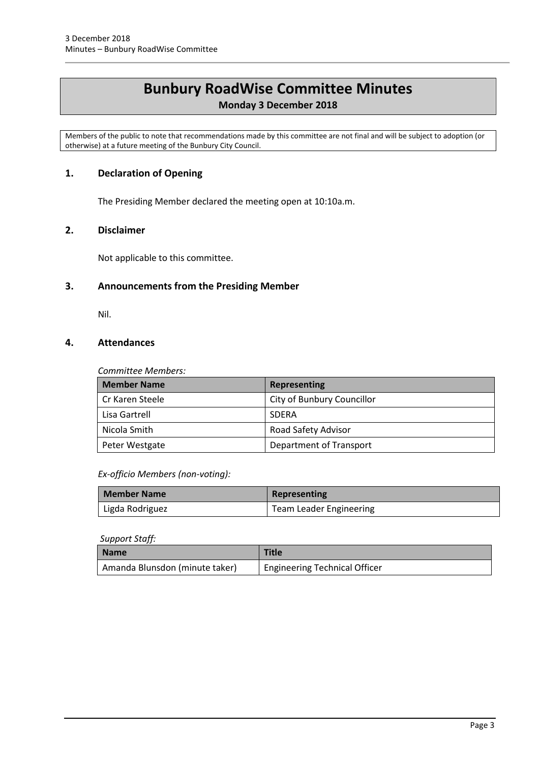# Bunbury RoadWise Committee Minutes

**Monday 3 December 2018**

Members of the public to note that recommendations made by this committee are not final and will be subject to adoption (or otherwise) at a future meeting of the Bunbury City Council.

## 1. Declaration of Opening

The Presiding Member declared the meeting open at 10:10a.m.

## 2. Disclaimer

Not applicable to this committee.

## 3. Announcements from the Presiding Member

Nil.

## 4. Attendances

*Committee Members:*

| Member Name | Representing |
|---|---|
| Cr Karen Steele | City of Bunbury Councillor |
| Lisa Gartrell | SDERA |
| Nicola Smith | Road Safety Advisor |
| Peter Westgate | Department of Transport |

*Ex-officio Members (non-voting):*

| Member Name | Representing |
|---|---|
| Ligda Rodriguez | Team Leader Engineering |

*Support Staff:*

| Name | Title |
|---|---|
| Amanda Blunsdon (minute taker) | Engineering Technical Officer |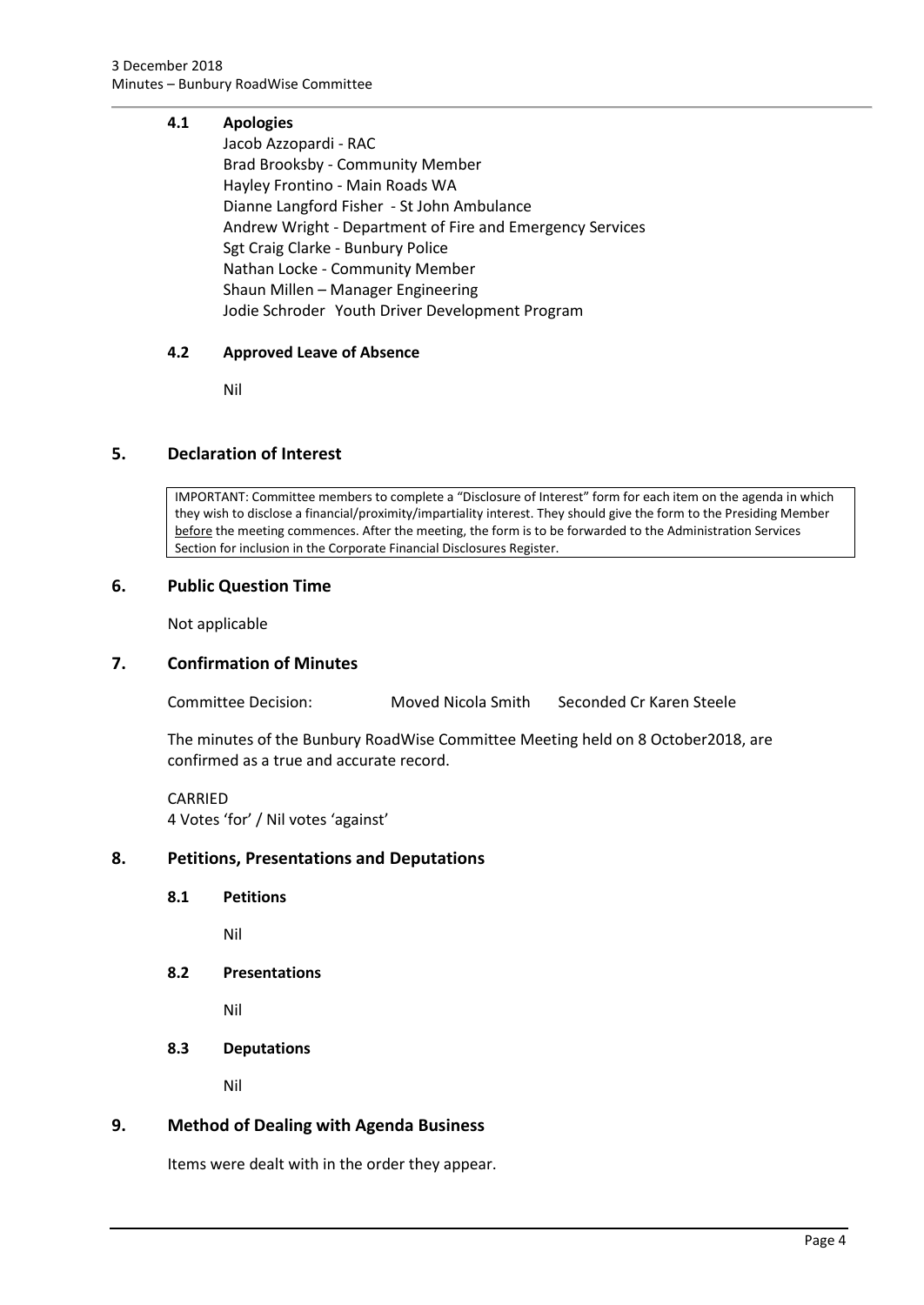### 4.1 Apologies

Jacob Azzopardi - RAC
Brad Brooksby - Community Member
Hayley Frontino - Main Roads WA
Dianne Langford Fisher - St John Ambulance
Andrew Wright - Department of Fire and Emergency Services
Sgt Craig Clarke - Bunbury Police
Nathan Locke - Community Member
Shaun Millen – Manager Engineering
Jodie Schroder Youth Driver Development Program

### 4.2 Approved Leave of Absence

Nil

## 5. Declaration of Interest

IMPORTANT: Committee members to complete a "Disclosure of Interest" form for each item on the agenda in which they wish to disclose a financial/proximity/impartiality interest. They should give the form to the Presiding Member before the meeting commences. After the meeting, the form is to be forwarded to the Administration Services Section for inclusion in the Corporate Financial Disclosures Register.

## 6. Public Question Time

Not applicable

## 7. Confirmation of Minutes

Committee Decision: Moved Nicola Smith Seconded Cr Karen Steele

The minutes of the Bunbury RoadWise Committee Meeting held on 8 October2018, are confirmed as a true and accurate record.

CARRIED
4 Votes 'for' / Nil votes 'against'

## 8. Petitions, Presentations and Deputations

### 8.1 Petitions

Nil

### 8.2 Presentations

Nil

### 8.3 Deputations

Nil

## 9. Method of Dealing with Agenda Business

Items were dealt with in the order they appear.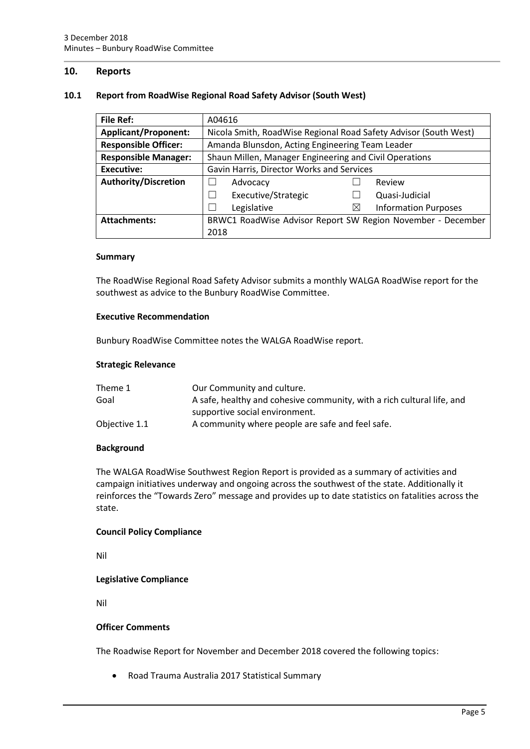## 10. Reports

### 10.1 Report from RoadWise Regional Road Safety Advisor (South West)

| **File Ref:** | A04616 | | |
|---|---|---|---|
| **Applicant/Proponent:** | Nicola Smith, RoadWise Regional Road Safety Advisor (South West) | | |
| **Responsible Officer:** | Amanda Blunsdon, Acting Engineering Team Leader | | |
| **Responsible Manager:** | Shaun Millen, Manager Engineering and Civil Operations | | |
| **Executive:** | Gavin Harris, Director Works and Services | | |
| **Authority/Discretion** | ☐ Advocacy | ☐ Review | |
| | ☐ Executive/Strategic | ☐ Quasi-Judicial | |
| | ☐ Legislative | ☒ Information Purposes | |
| **Attachments:** | BRWC1 RoadWise Advisor Report SW Region November - December 2018 | | |

#### Summary

The RoadWise Regional Road Safety Advisor submits a monthly WALGA RoadWise report for the southwest as advice to the Bunbury RoadWise Committee.

#### Executive Recommendation

Bunbury RoadWise Committee notes the WALGA RoadWise report.

#### Strategic Relevance

| | |
|---|---|
| Theme 1 | Our Community and culture. |
| Goal | A safe, healthy and cohesive community, with a rich cultural life, and supportive social environment. |
| Objective 1.1 | A community where people are safe and feel safe. |

#### Background

The WALGA RoadWise Southwest Region Report is provided as a summary of activities and campaign initiatives underway and ongoing across the southwest of the state. Additionally it reinforces the "Towards Zero" message and provides up to date statistics on fatalities across the state.

#### Council Policy Compliance

Nil

#### Legislative Compliance

Nil

#### Officer Comments

The Roadwise Report for November and December 2018 covered the following topics:

- Road Trauma Australia 2017 Statistical Summary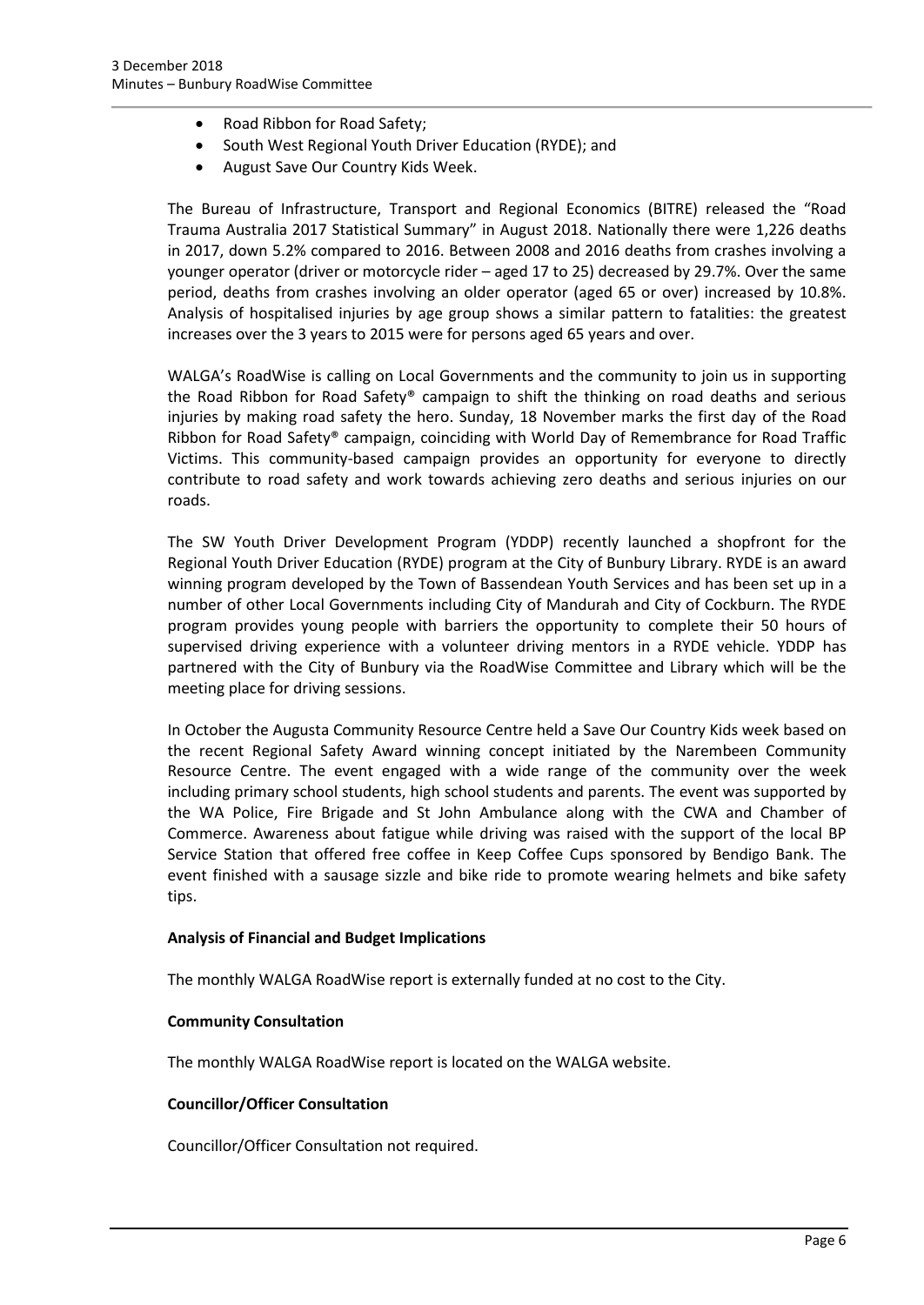- Road Ribbon for Road Safety;
- South West Regional Youth Driver Education (RYDE); and
- August Save Our Country Kids Week.

The Bureau of Infrastructure, Transport and Regional Economics (BITRE) released the "Road Trauma Australia 2017 Statistical Summary" in August 2018. Nationally there were 1,226 deaths in 2017, down 5.2% compared to 2016. Between 2008 and 2016 deaths from crashes involving a younger operator (driver or motorcycle rider – aged 17 to 25) decreased by 29.7%. Over the same period, deaths from crashes involving an older operator (aged 65 or over) increased by 10.8%. Analysis of hospitalised injuries by age group shows a similar pattern to fatalities: the greatest increases over the 3 years to 2015 were for persons aged 65 years and over.

WALGA's RoadWise is calling on Local Governments and the community to join us in supporting the Road Ribbon for Road Safety® campaign to shift the thinking on road deaths and serious injuries by making road safety the hero. Sunday, 18 November marks the first day of the Road Ribbon for Road Safety® campaign, coinciding with World Day of Remembrance for Road Traffic Victims. This community-based campaign provides an opportunity for everyone to directly contribute to road safety and work towards achieving zero deaths and serious injuries on our roads.

The SW Youth Driver Development Program (YDDP) recently launched a shopfront for the Regional Youth Driver Education (RYDE) program at the City of Bunbury Library. RYDE is an award winning program developed by the Town of Bassendean Youth Services and has been set up in a number of other Local Governments including City of Mandurah and City of Cockburn. The RYDE program provides young people with barriers the opportunity to complete their 50 hours of supervised driving experience with a volunteer driving mentors in a RYDE vehicle. YDDP has partnered with the City of Bunbury via the RoadWise Committee and Library which will be the meeting place for driving sessions.

In October the Augusta Community Resource Centre held a Save Our Country Kids week based on the recent Regional Safety Award winning concept initiated by the Narembeen Community Resource Centre. The event engaged with a wide range of the community over the week including primary school students, high school students and parents. The event was supported by the WA Police, Fire Brigade and St John Ambulance along with the CWA and Chamber of Commerce. Awareness about fatigue while driving was raised with the support of the local BP Service Station that offered free coffee in Keep Coffee Cups sponsored by Bendigo Bank. The event finished with a sausage sizzle and bike ride to promote wearing helmets and bike safety tips.

**Analysis of Financial and Budget Implications**

The monthly WALGA RoadWise report is externally funded at no cost to the City.

**Community Consultation**

The monthly WALGA RoadWise report is located on the WALGA website.

**Councillor/Officer Consultation**

Councillor/Officer Consultation not required.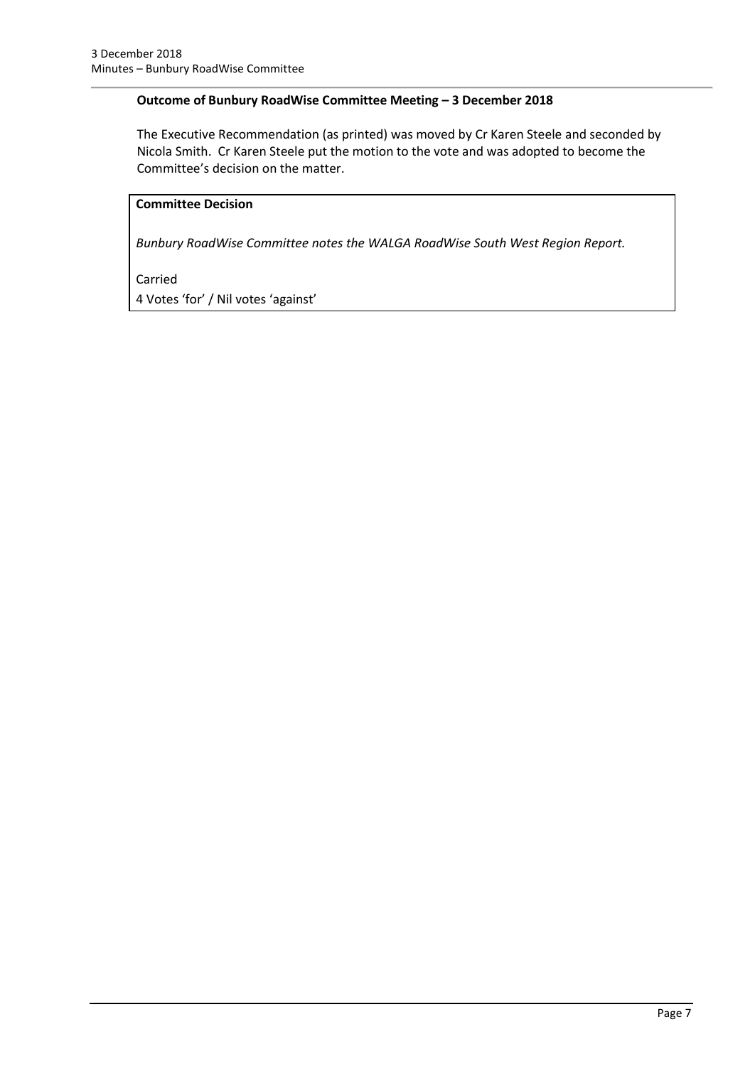**Outcome of Bunbury RoadWise Committee Meeting – 3 December 2018**

The Executive Recommendation (as printed) was moved by Cr Karen Steele and seconded by Nicola Smith. Cr Karen Steele put the motion to the vote and was adopted to become the Committee's decision on the matter.

**Committee Decision**

*Bunbury RoadWise Committee notes the WALGA RoadWise South West Region Report.*

Carried
4 Votes 'for' / Nil votes 'against'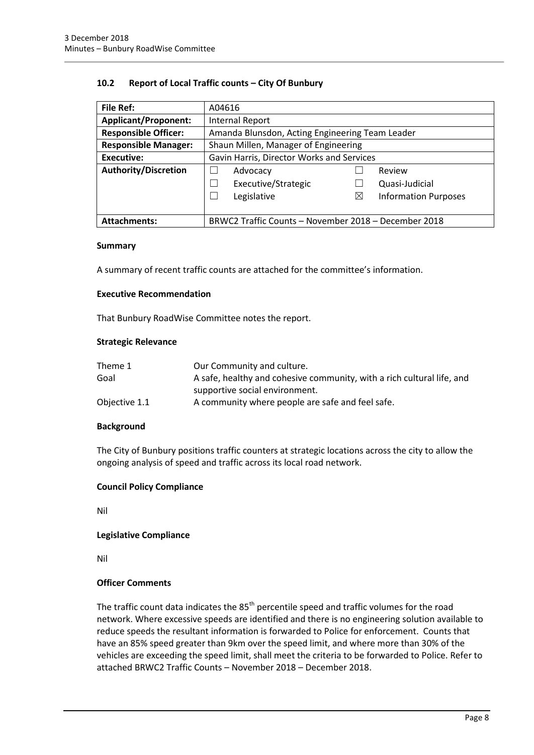## 10.2 Report of Local Traffic counts – City Of Bunbury

| File Ref: | A04616 | | |
|---|---|---|---|
| **Applicant/Proponent:** | Internal Report | | |
| **Responsible Officer:** | Amanda Blunsdon, Acting Engineering Team Leader | | |
| **Responsible Manager:** | Shaun Millen, Manager of Engineering | | |
| **Executive:** | Gavin Harris, Director Works and Services | | |
| **Authority/Discretion** | ☐ Advocacy<br>☐ Executive/Strategic<br>☐ Legislative | ☐ Review<br>☐ Quasi-Judicial<br>☒ Information Purposes | |
| **Attachments:** | BRWC2 Traffic Counts – November 2018 – December 2018 | | |

### Summary

A summary of recent traffic counts are attached for the committee's information.

### Executive Recommendation

That Bunbury RoadWise Committee notes the report.

### Strategic Relevance

| | |
|---|---|
| Theme 1 | Our Community and culture. |
| Goal | A safe, healthy and cohesive community, with a rich cultural life, and supportive social environment. |
| Objective 1.1 | A community where people are safe and feel safe. |

### Background

The City of Bunbury positions traffic counters at strategic locations across the city to allow the ongoing analysis of speed and traffic across its local road network.

### Council Policy Compliance

Nil

### Legislative Compliance

Nil

### Officer Comments

The traffic count data indicates the 85th percentile speed and traffic volumes for the road network. Where excessive speeds are identified and there is no engineering solution available to reduce speeds the resultant information is forwarded to Police for enforcement. Counts that have an 85% speed greater than 9km over the speed limit, and where more than 30% of the vehicles are exceeding the speed limit, shall meet the criteria to be forwarded to Police. Refer to attached BRWC2 Traffic Counts – November 2018 – December 2018.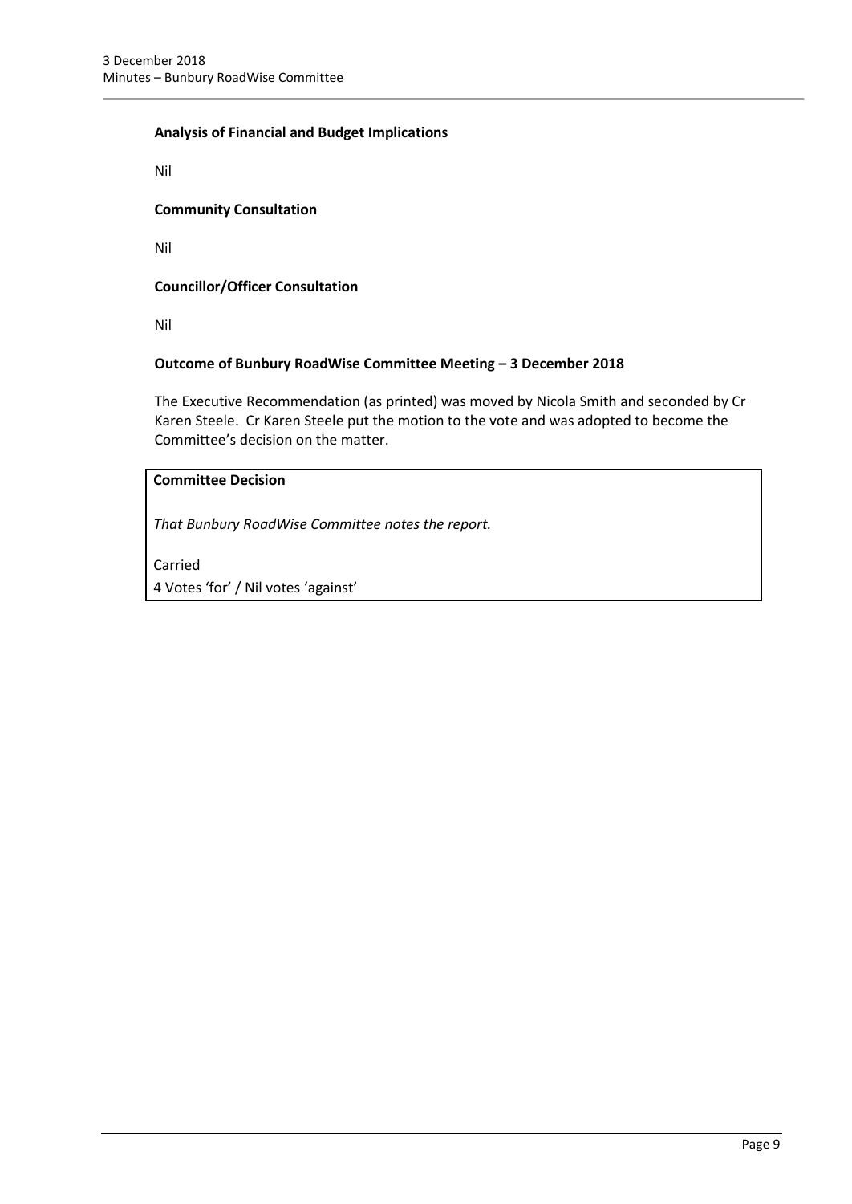**Analysis of Financial and Budget Implications**

Nil

**Community Consultation**

Nil

**Councillor/Officer Consultation**

Nil

**Outcome of Bunbury RoadWise Committee Meeting – 3 December 2018**

The Executive Recommendation (as printed) was moved by Nicola Smith and seconded by Cr Karen Steele. Cr Karen Steele put the motion to the vote and was adopted to become the Committee's decision on the matter.

**Committee Decision**

*That Bunbury RoadWise Committee notes the report.*

Carried
4 Votes 'for' / Nil votes 'against'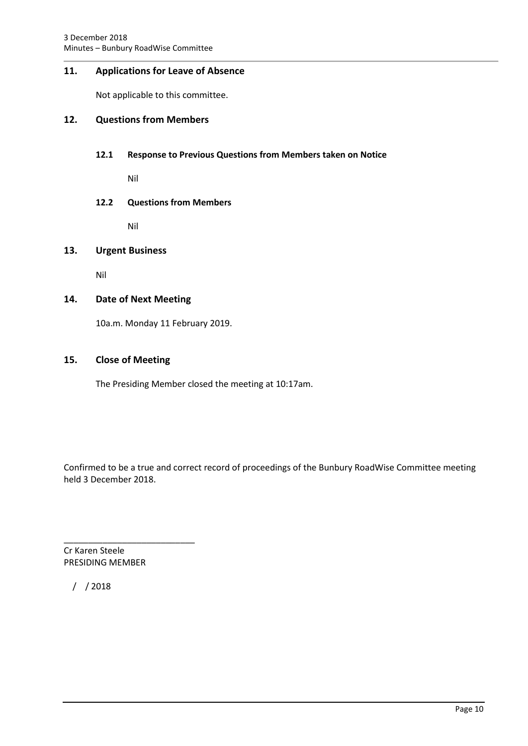## 11. Applications for Leave of Absence

Not applicable to this committee.

## 12. Questions from Members

### 12.1 Response to Previous Questions from Members taken on Notice

Nil

### 12.2 Questions from Members

Nil

## 13. Urgent Business

Nil

## 14. Date of Next Meeting

10a.m. Monday 11 February 2019.

## 15. Close of Meeting

The Presiding Member closed the meeting at 10:17am.

Confirmed to be a true and correct record of proceedings of the Bunbury RoadWise Committee meeting held 3 December 2018.

___________________________

Cr Karen Steele
PRESIDING MEMBER

/ / 2018